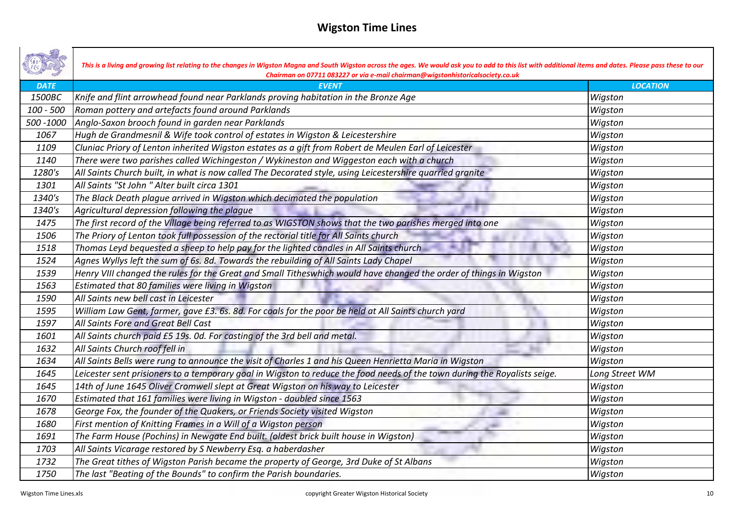# Wigston Time Lines

*This is a living and growing list relating to the changes in Wigston Magna and South Wigston across the ages. We would ask you to add to this list with additional items and dates. Please pass these to our Chairman on 07711 083227 or via e-mail chairman@wigstonhistoricalsociety.co.uk*

| DATE | EVENT | LOCATION |
|---|---|---|
| 1500BC | Knife and flint arrowhead found near Parklands proving habitation in the Bronze Age | Wigston |
| 100 - 500 | Roman pottery and artefacts found around Parklands | Wigston |
| 500 -1000 | Anglo-Saxon brooch found in garden near Parklands | Wigston |
| 1067 | Hugh de Grandmesnil & Wife took control of estates in Wigston & Leicestershire | Wigston |
| 1109 | Cluniac Priory of Lenton inherited Wigston estates as a gift from Robert de Meulen Earl of Leicester | Wigston |
| 1140 | There were two parishes called Wichingeston / Wykineston and Wiggeston each with a church | Wigston |
| 1280's | All Saints Church built, in what is now called The Decorated style, using Leicestershire quarried granite | Wigston |
| 1301 | All Saints "St John " Alter built circa 1301 | Wigston |
| 1340's | The Black Death plague arrived in Wigston which decimated the population | Wigston |
| 1340's | Agricultural depression following the plague | Wigston |
| 1475 | The first record of the Village being referred to as WIGSTON shows that the two parishes merged into one | Wigston |
| 1506 | The Priory of Lenton took full possession of the rectorial title for All Saints church | Wigston |
| 1518 | Thomas Leyd bequested a sheep to help pay for the lighted candles in All Saints church | Wigston |
| 1524 | Agnes Wyllys left the sum of 6s. 8d. Towards the rebuilding of All Saints Lady Chapel | Wigston |
| 1539 | Henry VIII changed the rules for the Great and Small Titheswhich would have changed the order of things in Wigston | Wigston |
| 1563 | Estimated that 80 families were living in Wigston | Wigston |
| 1590 | All Saints new bell cast in Leicester | Wigston |
| 1595 | William Law Gent, farmer, gave £3. 6s. 8d. For coals for the poor be held at All Saints church yard | Wigston |
| 1597 | All Saints Fore and Great Bell Cast | Wigston |
| 1601 | All Saints church paid £5 19s. 0d. For casting of the 3rd bell and metal. | Wigston |
| 1632 | All Saints Church roof fell in | Wigston |
| 1634 | All Saints Bells were rung to announce the visit of Charles 1 and his Queen Henrietta Maria in Wigston | Wigston |
| 1645 | Leicester sent prisioners to a temporary goal in Wigston to reduce the food needs of the town during the Royalists seige. | Long Street WM |
| 1645 | 14th of June 1645 Oliver Cromwell slept at Great Wigston on his way to Leicester | Wigston |
| 1670 | Estimated that 161 families were living in Wigston - doubled since 1563 | Wigston |
| 1678 | George Fox, the founder of the Quakers, or Friends Society visited Wigston | Wigston |
| 1680 | First mention of Knitting Frames in a Will of a Wigston person | Wigston |
| 1691 | The Farm House (Pochins) in Newgate End built. (oldest brick built house in Wigston) | Wigston |
| 1703 | All Saints Vicarage restored by S Newberry Esq. a haberdasher | Wigston |
| 1732 | The Great tithes of Wigston Parish became the property of George, 3rd Duke of St Albans | Wigston |
| 1750 | The last "Beating of the Bounds" to confirm the Parish boundaries. | Wigston |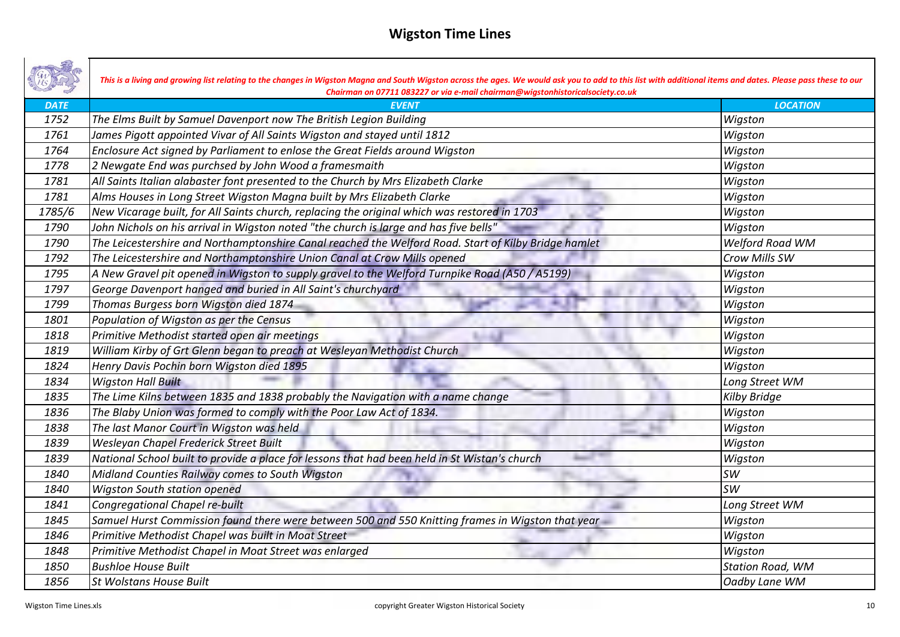# Wigston Time Lines

*This is a living and growing list relating to the changes in Wigston Magna and South Wigston across the ages. We would ask you to add to this list with additional items and dates. Please pass these to our Chairman on 07711 083227 or via e-mail chairman@wigstonhistoricalsociety.co.uk*

| DATE | EVENT | LOCATION |
|---|---|---|
| 1752 | The Elms Built by Samuel Davenport now The British Legion Building | Wigston |
| 1761 | James Pigott appointed Vivar of All Saints Wigston and stayed until 1812 | Wigston |
| 1764 | Enclosure Act signed by Parliament to enlose the Great Fields around Wigston | Wigston |
| 1778 | 2 Newgate End was purchsed by John Wood a framesmaith | Wigston |
| 1781 | All Saints Italian alabaster font presented to the Church by Mrs Elizabeth Clarke | Wigston |
| 1781 | Alms Houses in Long Street Wigston Magna built by Mrs Elizabeth Clarke | Wigston |
| 1785/6 | New Vicarage built, for All Saints church, replacing the original which was restored in 1703 | Wigston |
| 1790 | John Nichols on his arrival in Wigston noted "the church is large and has five bells" | Wigston |
| 1790 | The Leicestershire and Northamptonshire Canal reached the Welford Road. Start of Kilby Bridge hamlet | Welford Road WM |
| 1792 | The Leicestershire and Northamptonshire Union Canal at Crow Mills opened | Crow Mills SW |
| 1795 | A New Gravel pit opened in Wigston to supply gravel to the Welford Turnpike Road (A50 / A5199) | Wigston |
| 1797 | George Davenport hanged and buried in All Saint's churchyard | Wigston |
| 1799 | Thomas Burgess born Wigston died 1874 | Wigston |
| 1801 | Population of Wigston as per the Census | Wigston |
| 1818 | Primitive Methodist started open air meetings | Wigston |
| 1819 | William Kirby of Grt Glenn began to preach at Wesleyan Methodist Church | Wigston |
| 1824 | Henry Davis Pochin born Wigston died 1895 | Wigston |
| 1834 | Wigston Hall Built | Long Street WM |
| 1835 | The Lime Kilns between 1835 and 1838 probably the Navigation with a name change | Kilby Bridge |
| 1836 | The Blaby Union was formed to comply with the Poor Law Act of 1834. | Wigston |
| 1838 | The last Manor Court in Wigston was held | Wigston |
| 1839 | Wesleyan Chapel Frederick Street Built | Wigston |
| 1839 | National School built to provide a place for lessons that had been held in St Wistan's church | Wigston |
| 1840 | Midland Counties Railway comes to South Wigston | SW |
| 1840 | Wigston South station opened | SW |
| 1841 | Congregational Chapel re-built | Long Street WM |
| 1845 | Samuel Hurst Commission found there were between 500 and 550 Knitting frames in Wigston that year | Wigston |
| 1846 | Primitive Methodist Chapel was built in Moat Street | Wigston |
| 1848 | Primitive Methodist Chapel in Moat Street was enlarged | Wigston |
| 1850 | Bushloe House Built | Station Road, WM |
| 1856 | St Wolstans House Built | Oadby Lane WM |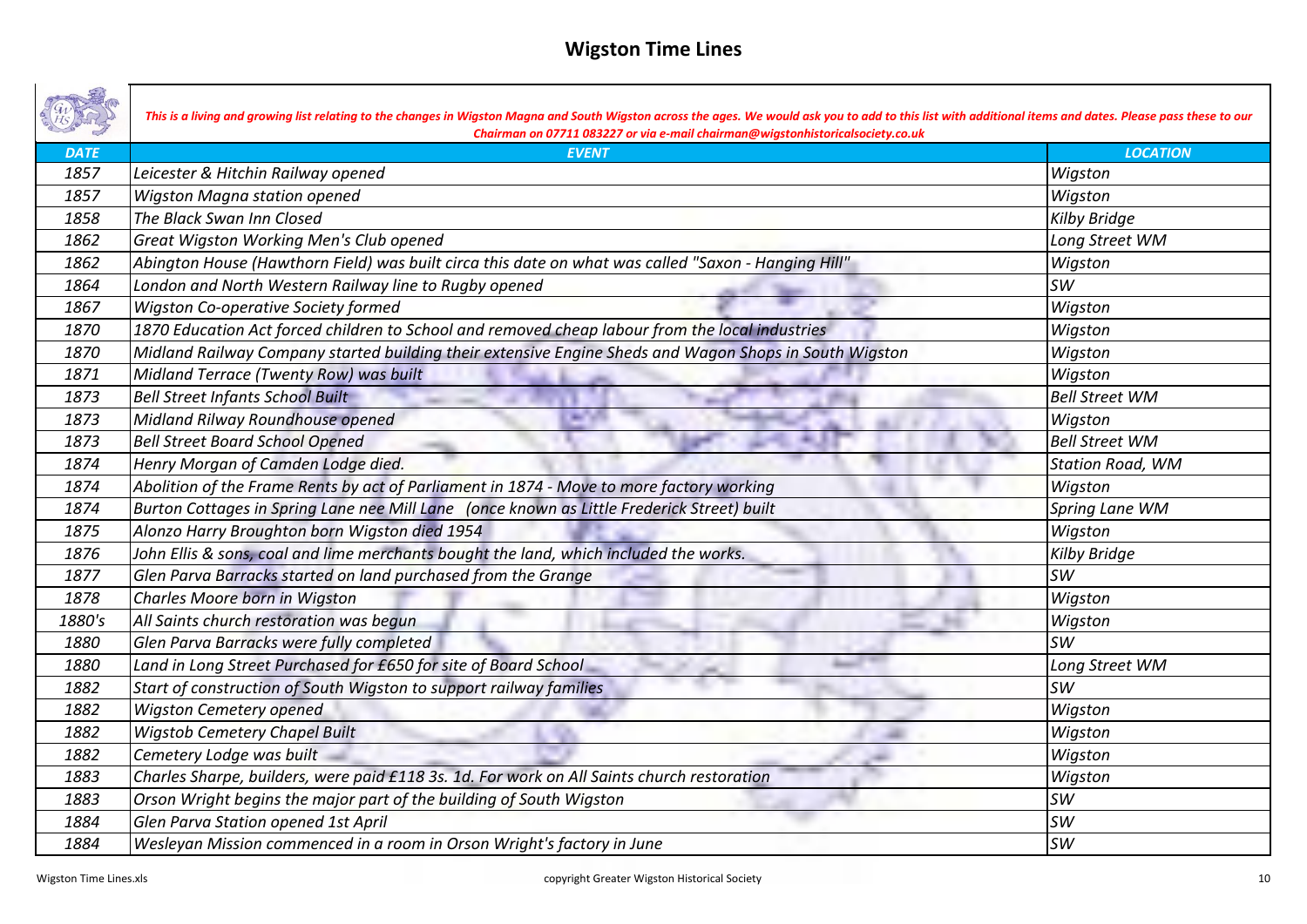# Wigston Time Lines

*This is a living and growing list relating to the changes in Wigston Magna and South Wigston across the ages. We would ask you to add to this list with additional items and dates. Please pass these to our Chairman on 07711 083227 or via e-mail chairman@wigstonhistoricalsociety.co.uk*

| DATE | EVENT | LOCATION |
|---|---|---|
| 1857 | Leicester & Hitchin Railway opened | Wigston |
| 1857 | Wigston Magna station opened | Wigston |
| 1858 | The Black Swan Inn Closed | Kilby Bridge |
| 1862 | Great Wigston Working Men's Club opened | Long Street WM |
| 1862 | Abington House (Hawthorn Field) was built circa this date on what was called "Saxon - Hanging Hill" | Wigston |
| 1864 | London and North Western Railway line to Rugby opened | SW |
| 1867 | Wigston Co-operative Society formed | Wigston |
| 1870 | 1870 Education Act forced children to School and removed cheap labour from the local industries | Wigston |
| 1870 | Midland Railway Company started building their extensive Engine Sheds and Wagon Shops in South Wigston | Wigston |
| 1871 | Midland Terrace (Twenty Row) was built | Wigston |
| 1873 | Bell Street Infants School Built | Bell Street WM |
| 1873 | Midland Rilway Roundhouse opened | Wigston |
| 1873 | Bell Street Board School Opened | Bell Street WM |
| 1874 | Henry Morgan of Camden Lodge died. | Station Road, WM |
| 1874 | Abolition of the Frame Rents by act of Parliament in 1874 - Move to more factory working | Wigston |
| 1874 | Burton Cottages in Spring Lane nee Mill Lane (once known as Little Frederick Street) built | Spring Lane WM |
| 1875 | Alonzo Harry Broughton born Wigston died 1954 | Wigston |
| 1876 | John Ellis & sons, coal and lime merchants bought the land, which included the works. | Kilby Bridge |
| 1877 | Glen Parva Barracks started on land purchased from the Grange | SW |
| 1878 | Charles Moore born in Wigston | Wigston |
| 1880's | All Saints church restoration was begun | Wigston |
| 1880 | Glen Parva Barracks were fully completed | SW |
| 1880 | Land in Long Street Purchased for £650 for site of Board School | Long Street WM |
| 1882 | Start of construction of South Wigston to support railway families | SW |
| 1882 | Wigston Cemetery opened | Wigston |
| 1882 | Wigstob Cemetery Chapel Built | Wigston |
| 1882 | Cemetery Lodge was built | Wigston |
| 1883 | Charles Sharpe, builders, were paid £118 3s. 1d. For work on All Saints church restoration | Wigston |
| 1883 | Orson Wright begins the major part of the building of South Wigston | SW |
| 1884 | Glen Parva Station opened 1st April | SW |
| 1884 | Wesleyan Mission commenced in a room in Orson Wright's factory in June | SW |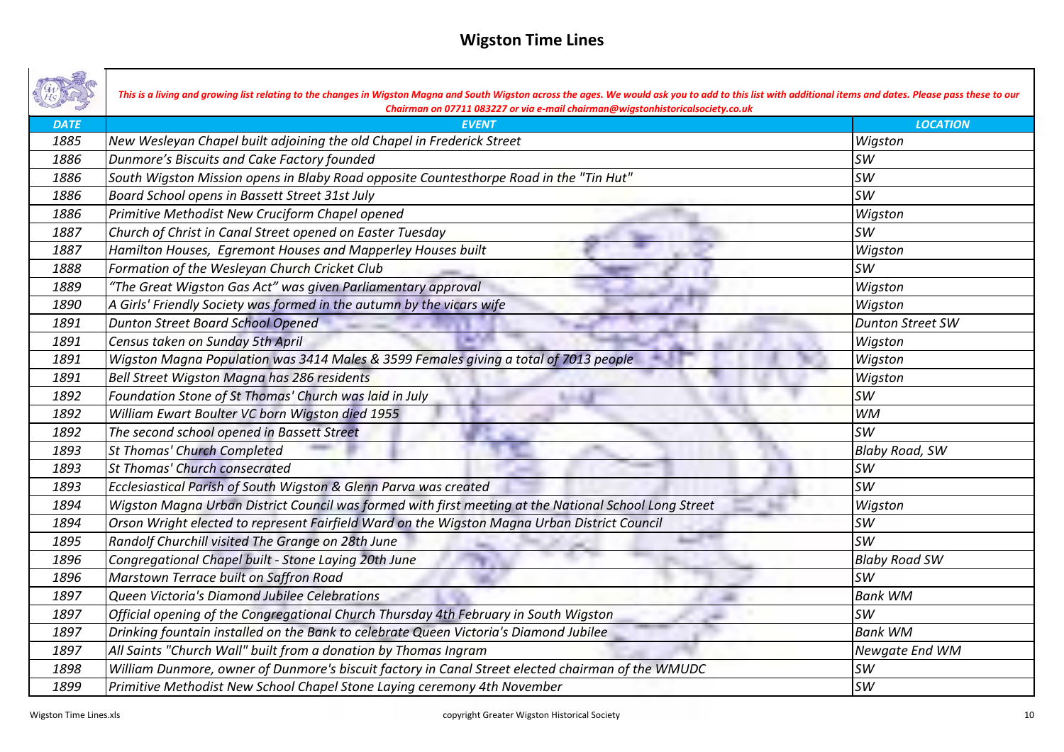# Wigston Time Lines

*This is a living and growing list relating to the changes in Wigston Magna and South Wigston across the ages. We would ask you to add to this list with additional items and dates. Please pass these to our Chairman on 07711 083227 or via e-mail chairman@wigstonhistoricalsociety.co.uk*

| DATE | EVENT | LOCATION |
|---|---|---|
| 1885 | New Wesleyan Chapel built adjoining the old Chapel in Frederick Street | Wigston |
| 1886 | Dunmore's Biscuits and Cake Factory founded | SW |
| 1886 | South Wigston Mission opens in Blaby Road opposite Countesthorpe Road in the "Tin Hut" | SW |
| 1886 | Board School opens in Bassett Street 31st July | SW |
| 1886 | Primitive Methodist New Cruciform Chapel opened | Wigston |
| 1887 | Church of Christ in Canal Street opened on Easter Tuesday | SW |
| 1887 | Hamilton Houses, Egremont Houses and Mapperley Houses built | Wigston |
| 1888 | Formation of the Wesleyan Church Cricket Club | SW |
| 1889 | "The Great Wigston Gas Act" was given Parliamentary approval | Wigston |
| 1890 | A Girls' Friendly Society was formed in the autumn by the vicars wife | Wigston |
| 1891 | Dunton Street Board School Opened | Dunton Street SW |
| 1891 | Census taken on Sunday 5th April | Wigston |
| 1891 | Wigston Magna Population was 3414 Males & 3599 Females giving a total of 7013 people | Wigston |
| 1891 | Bell Street Wigston Magna has 286 residents | Wigston |
| 1892 | Foundation Stone of St Thomas' Church was laid in July | SW |
| 1892 | William Ewart Boulter VC born Wigston died 1955 | WM |
| 1892 | The second school opened in Bassett Street | SW |
| 1893 | St Thomas' Church Completed | Blaby Road, SW |
| 1893 | St Thomas' Church consecrated | SW |
| 1893 | Ecclesiastical Parish of South Wigston & Glenn Parva was created | SW |
| 1894 | Wigston Magna Urban District Council was formed with first meeting at the National School Long Street | Wigston |
| 1894 | Orson Wright elected to represent Fairfield Ward on the Wigston Magna Urban District Council | SW |
| 1895 | Randolf Churchill visited The Grange on 28th June | SW |
| 1896 | Congregational Chapel built - Stone Laying 20th June | Blaby Road SW |
| 1896 | Marstown Terrace built on Saffron Road | SW |
| 1897 | Queen Victoria's Diamond Jubilee Celebrations | Bank WM |
| 1897 | Official opening of the Congregational Church Thursday 4th February in South Wigston | SW |
| 1897 | Drinking fountain installed on the Bank to celebrate Queen Victoria's Diamond Jubilee | Bank WM |
| 1897 | All Saints "Church Wall" built from a donation by Thomas Ingram | Newgate End WM |
| 1898 | William Dunmore, owner of Dunmore's biscuit factory in Canal Street elected chairman of the WMUDC | SW |
| 1899 | Primitive Methodist New School Chapel Stone Laying ceremony 4th November | SW |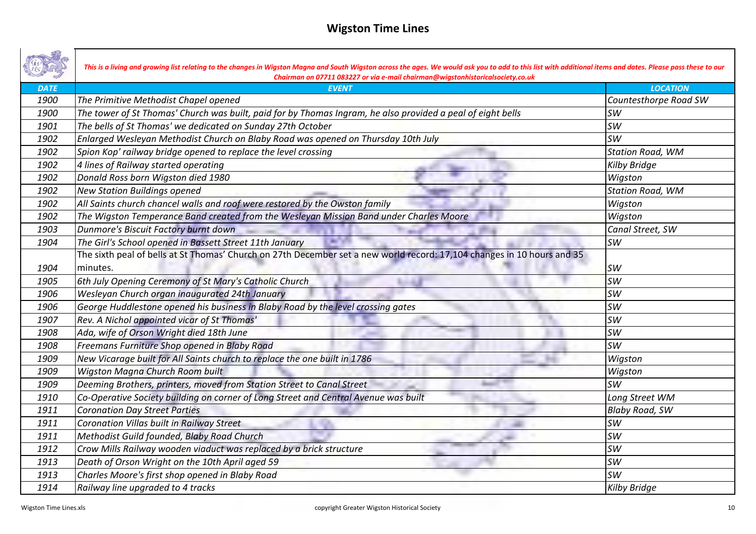# Wigston Time Lines

*This is a living and growing list relating to the changes in Wigston Magna and South Wigston across the ages. We would ask you to add to this list with additional items and dates. Please pass these to our Chairman on 07711 083227 or via e-mail chairman@wigstonhistoricalsociety.co.uk*

| DATE | EVENT | LOCATION |
|---|---|---|
| 1900 | The Primitive Methodist Chapel opened | Countesthorpe Road SW |
| 1900 | The tower of St Thomas' Church was built, paid for by Thomas Ingram, he also provided a peal of eight bells | SW |
| 1901 | The bells of St Thomas' we dedicated on Sunday 27th October | SW |
| 1902 | Enlarged Wesleyan Methodist Church on Blaby Road was opened on Thursday 10th July | SW |
| 1902 | Spion Kop' railway bridge opened to replace the level crossing | Station Road, WM |
| 1902 | 4 lines of Railway started operating | Kilby Bridge |
| 1902 | Donald Ross born Wigston died 1980 | Wigston |
| 1902 | New Station Buildings opened | Station Road, WM |
| 1902 | All Saints church chancel walls and roof were restored by the Owston family | Wigston |
| 1902 | The Wigston Temperance Band created from the Wesleyan Mission Band under Charles Moore | Wigston |
| 1903 | Dunmore's Biscuit Factory burnt down | Canal Street, SW |
| 1904 | The Girl's School opened in Bassett Street 11th January | SW |
| 1904 | The sixth peal of bells at St Thomas' Church on 27th December set a new world record: 17,104 changes in 10 hours and 35 minutes. | SW |
| 1905 | 6th July Opening Ceremony of St Mary's Catholic Church | SW |
| 1906 | Wesleyan Church organ inaugurated 24th January | SW |
| 1906 | George Huddlestone opened his business in Blaby Road by the level crossing gates | SW |
| 1907 | Rev. A Nichol appointed vicar of St Thomas' | SW |
| 1908 | Ada, wife of Orson Wright died 18th June | SW |
| 1908 | Freemans Furniture Shop opened in Blaby Road | SW |
| 1909 | New Vicarage built for All Saints church to replace the one built in 1786 | Wigston |
| 1909 | Wigston Magna Church Room built | Wigston |
| 1909 | Deeming Brothers, printers, moved from Station Street to Canal Street | SW |
| 1910 | Co-Operative Society building on corner of Long Street and Central Avenue was built | Long Street WM |
| 1911 | Coronation Day Street Parties | Blaby Road, SW |
| 1911 | Coronation Villas built in Railway Street | SW |
| 1911 | Methodist Guild founded, Blaby Road Church | SW |
| 1912 | Crow Mills Railway wooden viaduct was replaced by a brick structure | SW |
| 1913 | Death of Orson Wright on the 10th April aged 59 | SW |
| 1913 | Charles Moore's first shop opened in Blaby Road | SW |
| 1914 | Railway line upgraded to 4 tracks | Kilby Bridge |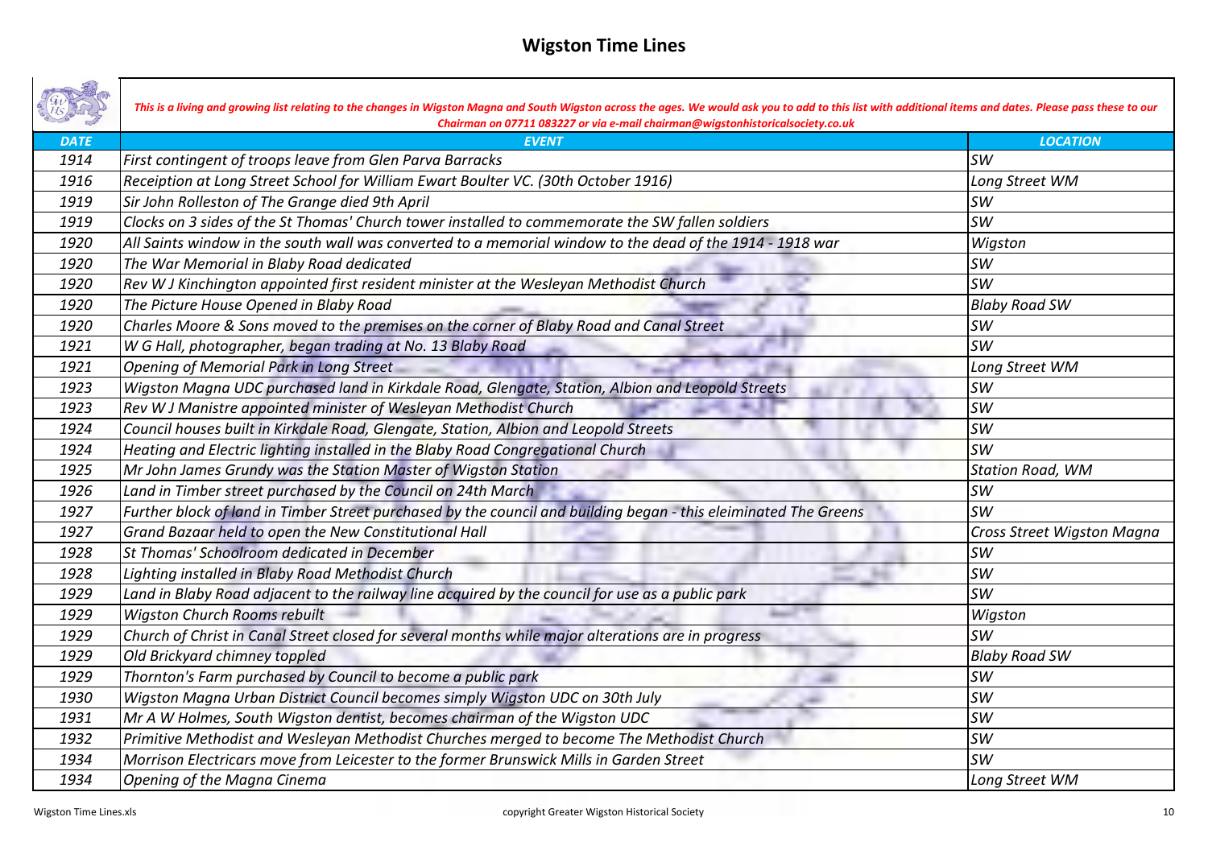# Wigston Time Lines

*This is a living and growing list relating to the changes in Wigston Magna and South Wigston across the ages. We would ask you to add to this list with additional items and dates. Please pass these to our Chairman on 07711 083227 or via e-mail chairman@wigstonhistoricalsociety.co.uk*

| DATE | EVENT | LOCATION |
| --- | --- | --- |
| 1914 | First contingent of troops leave from Glen Parva Barracks | SW |
| 1916 | Receiption at Long Street School for William Ewart Boulter VC. (30th October 1916) | Long Street WM |
| 1919 | Sir John Rolleston of The Grange died 9th April | SW |
| 1919 | Clocks on 3 sides of the St Thomas' Church tower installed to commemorate the SW fallen soldiers | SW |
| 1920 | All Saints window in the south wall was converted to a memorial window to the dead of the 1914 - 1918 war | Wigston |
| 1920 | The War Memorial in Blaby Road dedicated | SW |
| 1920 | Rev W J Kinchington appointed first resident minister at the Wesleyan Methodist Church | SW |
| 1920 | The Picture House Opened in Blaby Road | Blaby Road SW |
| 1920 | Charles Moore & Sons moved to the premises on the corner of Blaby Road and Canal Street | SW |
| 1921 | W G Hall, photographer, began trading at No. 13 Blaby Road | SW |
| 1921 | Opening of Memorial Park in Long Street | Long Street WM |
| 1923 | Wigston Magna UDC purchased land in Kirkdale Road, Glengate, Station, Albion and Leopold Streets | SW |
| 1923 | Rev W J Manistre appointed minister of Wesleyan Methodist Church | SW |
| 1924 | Council houses built in Kirkdale Road, Glengate, Station, Albion and Leopold Streets | SW |
| 1924 | Heating and Electric lighting installed in the Blaby Road Congregational Church | SW |
| 1925 | Mr John James Grundy was the Station Master of Wigston Station | Station Road, WM |
| 1926 | Land in Timber street purchased by the Council on 24th March | SW |
| 1927 | Further block of land in Timber Street purchased by the council and building began - this eleiminated The Greens | SW |
| 1927 | Grand Bazaar held to open the New Constitutional Hall | Cross Street Wigston Magna |
| 1928 | St Thomas' Schoolroom dedicated in December | SW |
| 1928 | Lighting installed in Blaby Road Methodist Church | SW |
| 1929 | Land in Blaby Road adjacent to the railway line acquired by the council for use as a public park | SW |
| 1929 | Wigston Church Rooms rebuilt | Wigston |
| 1929 | Church of Christ in Canal Street closed for several months while major alterations are in progress | SW |
| 1929 | Old Brickyard chimney toppled | Blaby Road SW |
| 1929 | Thornton's Farm purchased by Council to become a public park | SW |
| 1930 | Wigston Magna Urban District Council becomes simply Wigston UDC on 30th July | SW |
| 1931 | Mr A W Holmes, South Wigston dentist, becomes chairman of the Wigston UDC | SW |
| 1932 | Primitive Methodist and Wesleyan Methodist Churches merged to become The Methodist Church | SW |
| 1934 | Morrison Electricars move from Leicester to the former Brunswick Mills in Garden Street | SW |
| 1934 | Opening of the Magna Cinema | Long Street WM |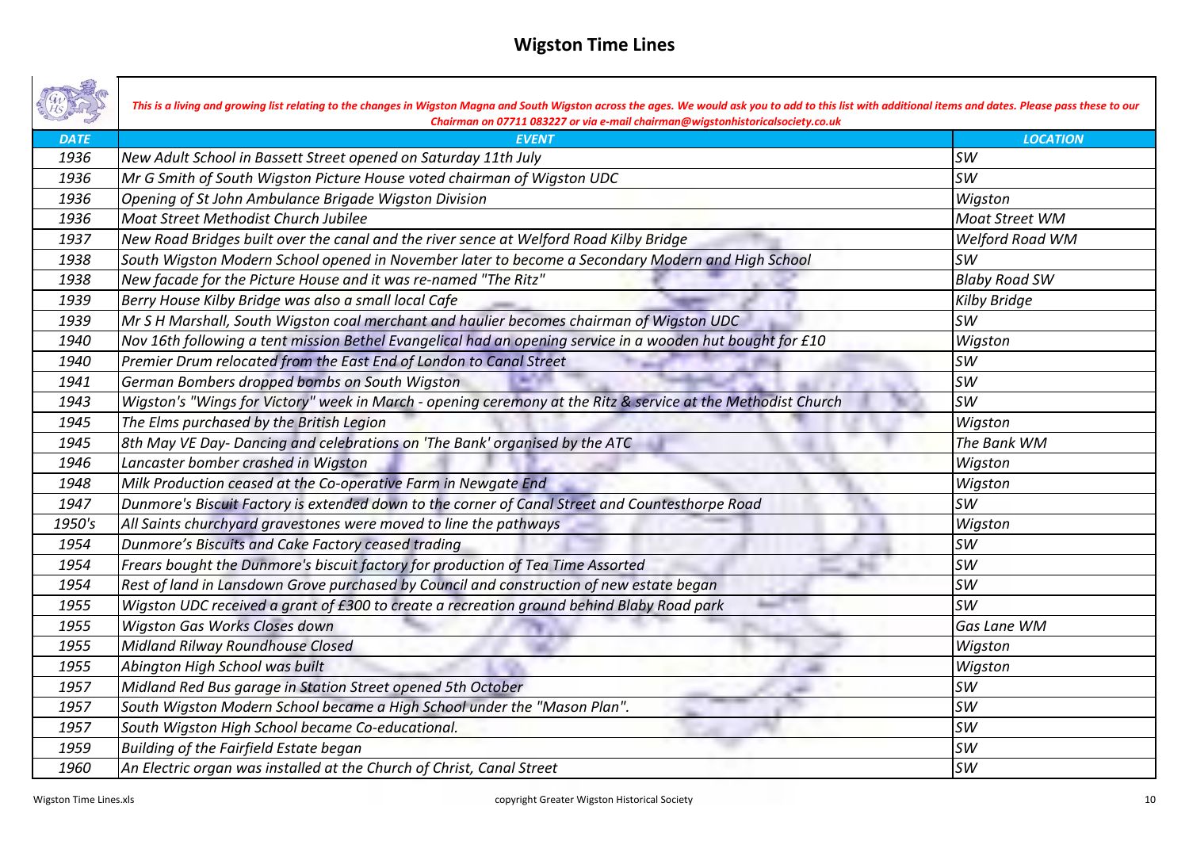# Wigston Time Lines

*This is a living and growing list relating to the changes in Wigston Magna and South Wigston across the ages. We would ask you to add to this list with additional items and dates. Please pass these to our Chairman on 07711 083227 or via e-mail chairman@wigstonhistoricalsociety.co.uk*

| DATE | EVENT | LOCATION |
|---|---|---|
| 1936 | New Adult School in Bassett Street opened on Saturday 11th July | SW |
| 1936 | Mr G Smith of South Wigston Picture House voted chairman of Wigston UDC | SW |
| 1936 | Opening of St John Ambulance Brigade Wigston Division | Wigston |
| 1936 | Moat Street Methodist Church Jubilee | Moat Street WM |
| 1937 | New Road Bridges built over the canal and the river sence at Welford Road Kilby Bridge | Welford Road WM |
| 1938 | South Wigston Modern School opened in November later to become a Secondary Modern and High School | SW |
| 1938 | New facade for the Picture House and it was re-named "The Ritz" | Blaby Road SW |
| 1939 | Berry House Kilby Bridge was also a small local Cafe | Kilby Bridge |
| 1939 | Mr S H Marshall, South Wigston coal merchant and haulier becomes chairman of Wigston UDC | SW |
| 1940 | Nov 16th following a tent mission Bethel Evangelical had an opening service in a wooden hut bought for £10 | Wigston |
| 1940 | Premier Drum relocated from the East End of London to Canal Street | SW |
| 1941 | German Bombers dropped bombs on South Wigston | SW |
| 1943 | Wigston's "Wings for Victory" week in March - opening ceremony at the Ritz & service at the Methodist Church | SW |
| 1945 | The Elms purchased by the British Legion | Wigston |
| 1945 | 8th May VE Day- Dancing and celebrations on 'The Bank' organised by the ATC | The Bank WM |
| 1946 | Lancaster bomber crashed in Wigston | Wigston |
| 1948 | Milk Production ceased at the Co-operative Farm in Newgate End | Wigston |
| 1947 | Dunmore's Biscuit Factory is extended down to the corner of Canal Street and Countesthorpe Road | SW |
| 1950's | All Saints churchyard gravestones were moved to line the pathways | Wigston |
| 1954 | Dunmore's Biscuits and Cake Factory ceased trading | SW |
| 1954 | Frears bought the Dunmore's biscuit factory for production of Tea Time Assorted | SW |
| 1954 | Rest of land in Lansdown Grove purchased by Council and construction of new estate began | SW |
| 1955 | Wigston UDC received a grant of £300 to create a recreation ground behind Blaby Road park | SW |
| 1955 | Wigston Gas Works Closes down | Gas Lane WM |
| 1955 | Midland Rilway Roundhouse Closed | Wigston |
| 1955 | Abington High School was built | Wigston |
| 1957 | Midland Red Bus garage in Station Street opened 5th October | SW |
| 1957 | South Wigston Modern School became a High School under the "Mason Plan". | SW |
| 1957 | South Wigston High School became Co-educational. | SW |
| 1959 | Building of the Fairfield Estate began | SW |
| 1960 | An Electric organ was installed at the Church of Christ, Canal Street | SW |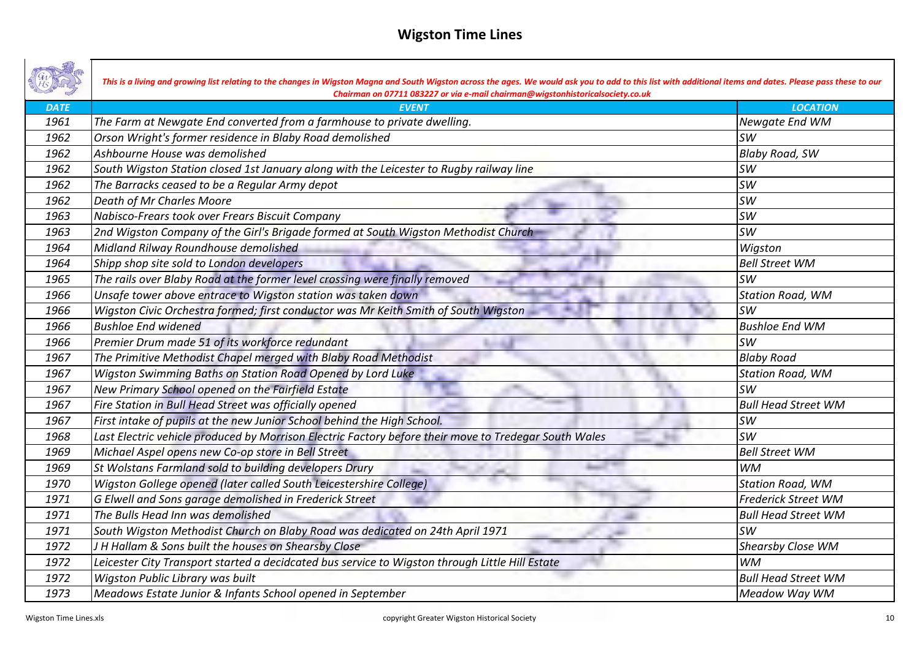# Wigston Time Lines

*This is a living and growing list relating to the changes in Wigston Magna and South Wigston across the ages. We would ask you to add to this list with additional items and dates. Please pass these to our Chairman on 07711 083227 or via e-mail chairman@wigstonhistoricalsociety.co.uk*

| DATE | EVENT | LOCATION |
|---|---|---|
| 1961 | The Farm at Newgate End converted from a farmhouse to private dwelling. | Newgate End WM |
| 1962 | Orson Wright's former residence in Blaby Road demolished | SW |
| 1962 | Ashbourne House was demolished | Blaby Road, SW |
| 1962 | South Wigston Station closed 1st January along with the Leicester to Rugby railway line | SW |
| 1962 | The Barracks ceased to be a Regular Army depot | SW |
| 1962 | Death of Mr Charles Moore | SW |
| 1963 | Nabisco-Frears took over Frears Biscuit Company | SW |
| 1963 | 2nd Wigston Company of the Girl's Brigade formed at South Wigston Methodist Church | SW |
| 1964 | Midland Rilway Roundhouse demolished | Wigston |
| 1964 | Shipp shop site sold to London developers | Bell Street WM |
| 1965 | The rails over Blaby Road at the former level crossing were finally removed | SW |
| 1966 | Unsafe tower above entrace to Wigston station was taken down | Station Road, WM |
| 1966 | Wigston Civic Orchestra formed; first conductor was Mr Keith Smith of South Wigston | SW |
| 1966 | Bushloe End widened | Bushloe End WM |
| 1966 | Premier Drum made 51 of its workforce redundant | SW |
| 1967 | The Primitive Methodist Chapel merged with Blaby Road Methodist | Blaby Road |
| 1967 | Wigston Swimming Baths on Station Road Opened by Lord Luke | Station Road, WM |
| 1967 | New Primary School opened on the Fairfield Estate | SW |
| 1967 | Fire Station in Bull Head Street was officially opened | Bull Head Street WM |
| 1967 | First intake of pupils at the new Junior School behind the High School. | SW |
| 1968 | Last Electric vehicle produced by Morrison Electric Factory before their move to Tredegar South Wales | SW |
| 1969 | Michael Aspel opens new Co-op store in Bell Street | Bell Street WM |
| 1969 | St Wolstans Farmland sold to building developers Drury | WM |
| 1970 | Wigston Gollege opened (later called South Leicestershire College) | Station Road, WM |
| 1971 | G Elwell and Sons garage demolished in Frederick Street | Frederick Street WM |
| 1971 | The Bulls Head Inn was demolished | Bull Head Street WM |
| 1971 | South Wigston Methodist Church on Blaby Road was dedicated on 24th April 1971 | SW |
| 1972 | J H Hallam & Sons built the houses on Shearsby Close | Shearsby Close WM |
| 1972 | Leicester City Transport started a decidcated bus service to Wigston through Little Hill Estate | WM |
| 1972 | Wigston Public Library was built | Bull Head Street WM |
| 1973 | Meadows Estate Junior & Infants School opened in September | Meadow Way WM |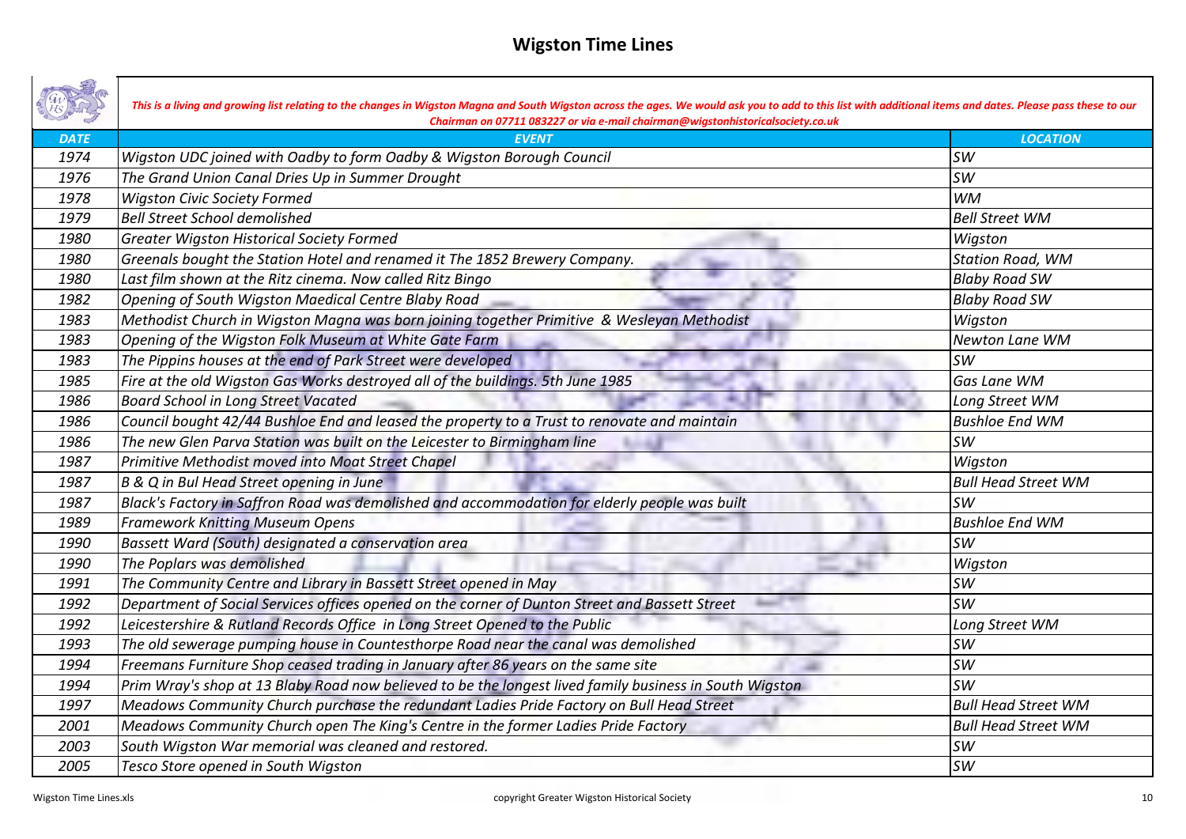# Wigston Time Lines

*This is a living and growing list relating to the changes in Wigston Magna and South Wigston across the ages. We would ask you to add to this list with additional items and dates. Please pass these to our Chairman on 07711 083227 or via e-mail chairman@wigstonhistoricalsociety.co.uk*

| DATE | EVENT | LOCATION |
|---|---|---|
| 1974 | Wigston UDC joined with Oadby to form Oadby & Wigston Borough Council | SW |
| 1976 | The Grand Union Canal Dries Up in Summer Drought | SW |
| 1978 | Wigston Civic Society Formed | WM |
| 1979 | Bell Street School demolished | Bell Street WM |
| 1980 | Greater Wigston Historical Society Formed | Wigston |
| 1980 | Greenals bought the Station Hotel and renamed it The 1852 Brewery Company. | Station Road, WM |
| 1980 | Last film shown at the Ritz cinema. Now called Ritz Bingo | Blaby Road SW |
| 1982 | Opening of South Wigston Maedical Centre Blaby Road | Blaby Road SW |
| 1983 | Methodist Church in Wigston Magna was born joining together Primitive & Wesleyan Methodist | Wigston |
| 1983 | Opening of the Wigston Folk Museum at White Gate Farm | Newton Lane WM |
| 1983 | The Pippins houses at the end of Park Street were developed | SW |
| 1985 | Fire at the old Wigston Gas Works destroyed all of the buildings. 5th June 1985 | Gas Lane WM |
| 1986 | Board School in Long Street Vacated | Long Street WM |
| 1986 | Council bought 42/44 Bushloe End and leased the property to a Trust to renovate and maintain | Bushloe End WM |
| 1986 | The new Glen Parva Station was built on the Leicester to Birmingham line | SW |
| 1987 | Primitive Methodist moved into Moat Street Chapel | Wigston |
| 1987 | B & Q in Bul Head Street opening in June | Bull Head Street WM |
| 1987 | Black's Factory in Saffron Road was demolished and accommodation for elderly people was built | SW |
| 1989 | Framework Knitting Museum Opens | Bushloe End WM |
| 1990 | Bassett Ward (South) designated a conservation area | SW |
| 1990 | The Poplars was demolished | Wigston |
| 1991 | The Community Centre and Library in Bassett Street opened in May | SW |
| 1992 | Department of Social Services offices opened on the corner of Dunton Street and Bassett Street | SW |
| 1992 | Leicestershire & Rutland Records Office in Long Street Opened to the Public | Long Street WM |
| 1993 | The old sewerage pumping house in Countesthorpe Road near the canal was demolished | SW |
| 1994 | Freemans Furniture Shop ceased trading in January after 86 years on the same site | SW |
| 1994 | Prim Wray's shop at 13 Blaby Road now believed to be the longest lived family business in South Wigston | SW |
| 1997 | Meadows Community Church purchase the redundant Ladies Pride Factory on Bull Head Street | Bull Head Street WM |
| 2001 | Meadows Community Church open The King's Centre in the former Ladies Pride Factory | Bull Head Street WM |
| 2003 | South Wigston War memorial was cleaned and restored. | SW |
| 2005 | Tesco Store opened in South Wigston | SW |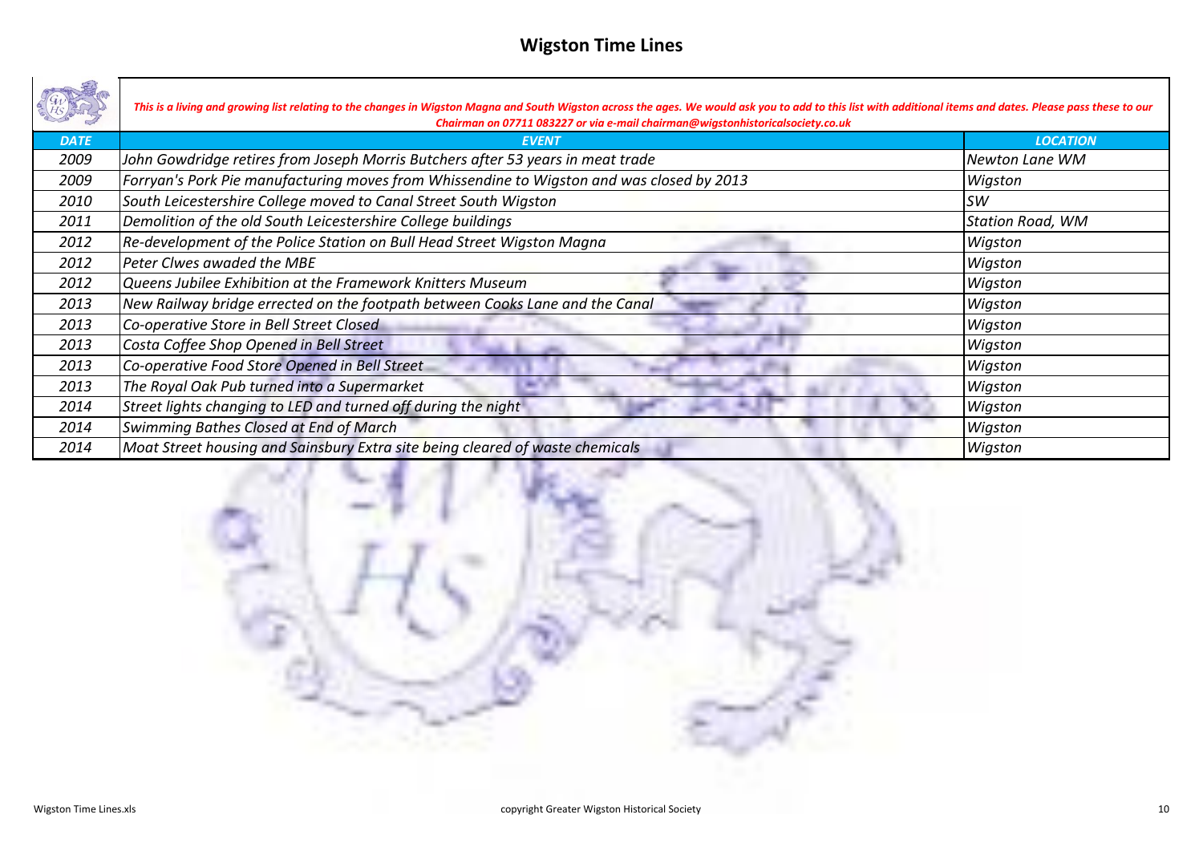# Wigston Time Lines

*This is a living and growing list relating to the changes in Wigston Magna and South Wigston across the ages. We would ask you to add to this list with additional items and dates. Please pass these to our Chairman on 07711 083227 or via e-mail chairman@wigstonhistoricalsociety.co.uk*

| *DATE* | *EVENT* | *LOCATION* |
|---|---|---|
| *2009* | *John Gowdridge retires from Joseph Morris Butchers after 53 years in meat trade* | *Newton Lane WM* |
| *2009* | *Forryan's Pork Pie manufacturing moves from Whissendine to Wigston and was closed by 2013* | *Wigston* |
| *2010* | *South Leicestershire College moved to Canal Street South Wigston* | *SW* |
| *2011* | *Demolition of the old South Leicestershire College buildings* | *Station Road, WM* |
| *2012* | *Re-development of the Police Station on Bull Head Street Wigston Magna* | *Wigston* |
| *2012* | *Peter Clwes awaded the MBE* | *Wigston* |
| *2012* | *Queens Jubilee Exhibition at the Framework Knitters Museum* | *Wigston* |
| *2013* | *New Railway bridge errected on the footpath between Cooks Lane and the Canal* | *Wigston* |
| *2013* | *Co-operative Store in Bell Street Closed* | *Wigston* |
| *2013* | *Costa Coffee Shop Opened in Bell Street* | *Wigston* |
| *2013* | *Co-operative Food Store Opened in Bell Street* | *Wigston* |
| *2013* | *The Royal Oak Pub turned into a Supermarket* | *Wigston* |
| *2014* | *Street lights changing to LED and turned off during the night* | *Wigston* |
| *2014* | *Swimming Bathes Closed at End of March* | *Wigston* |
| *2014* | *Moat Street housing and Sainsbury Extra site being cleared of waste chemicals* | *Wigston* |